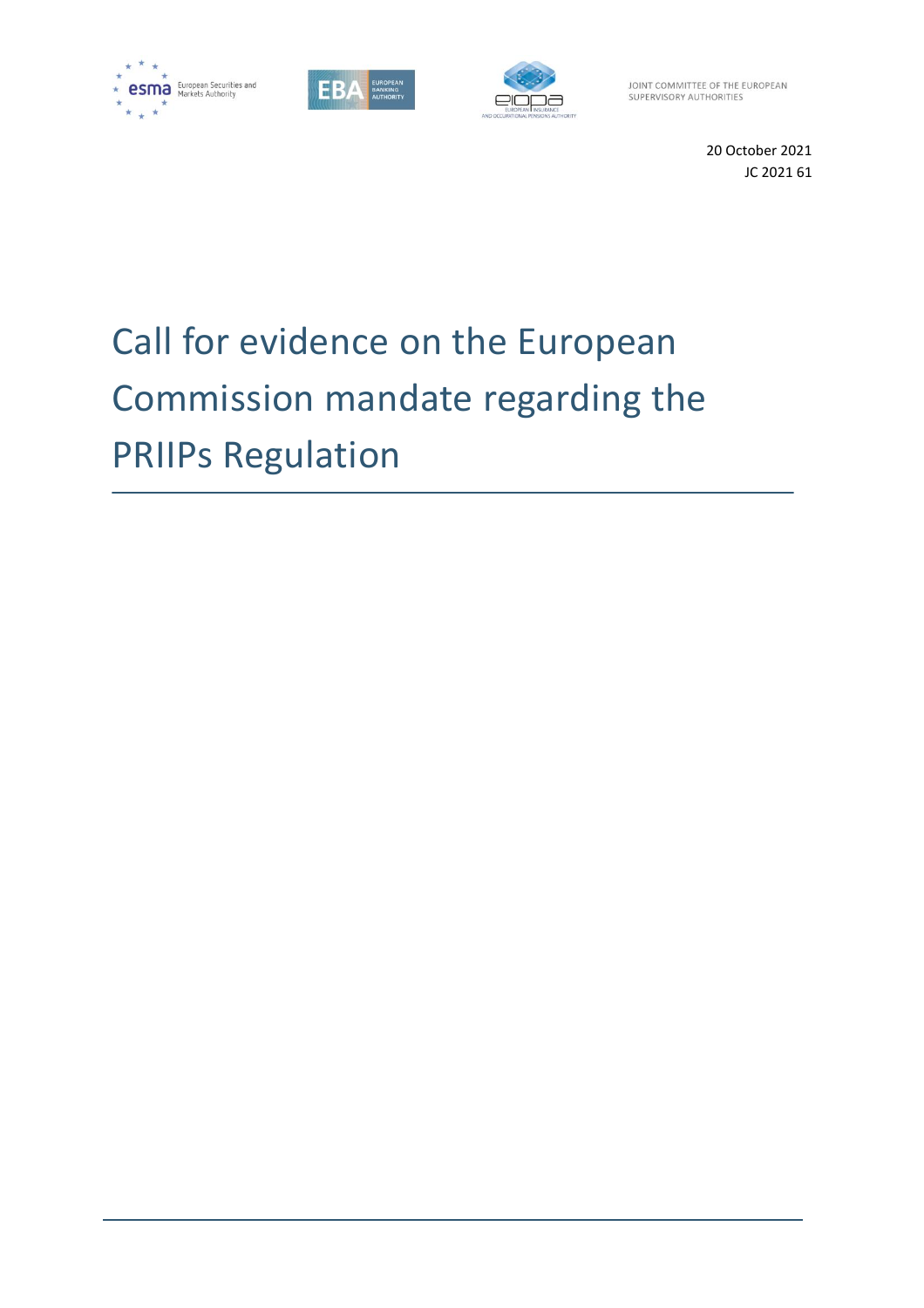JOINT COMMITTEE OF THE EUROPEAN SUPERVISORY AUTHORITIES

20 October 2021
JC 2021 61

# Call for evidence on the European Commission mandate regarding the PRIIPs Regulation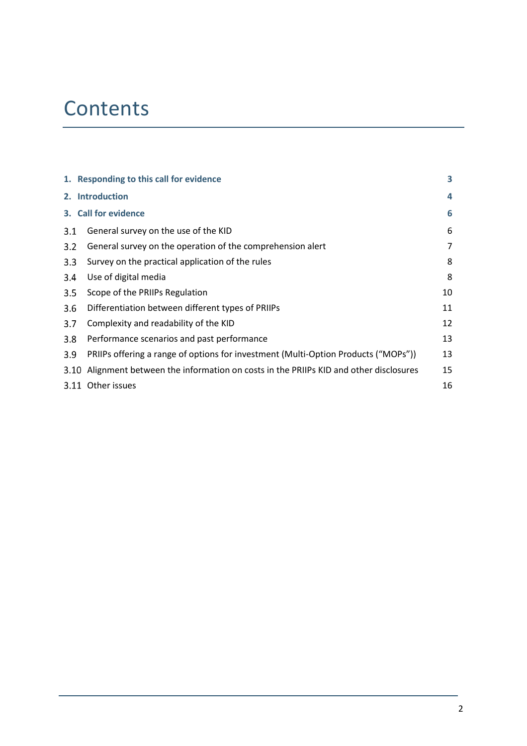# Contents

| | | |
|---|---|---|
| **1.** | **Responding to this call for evidence** | **3** |
| **2.** | **Introduction** | **4** |
| **3.** | **Call for evidence** | **6** |
| 3.1 | General survey on the use of the KID | 6 |
| 3.2 | General survey on the operation of the comprehension alert | 7 |
| 3.3 | Survey on the practical application of the rules | 8 |
| 3.4 | Use of digital media | 8 |
| 3.5 | Scope of the PRIIPs Regulation | 10 |
| 3.6 | Differentiation between different types of PRIIPs | 11 |
| 3.7 | Complexity and readability of the KID | 12 |
| 3.8 | Performance scenarios and past performance | 13 |
| 3.9 | PRIIPs offering a range of options for investment (Multi-Option Products ("MOPs")) | 13 |
| 3.10 | Alignment between the information on costs in the PRIIPs KID and other disclosures | 15 |
| 3.11 | Other issues | 16 |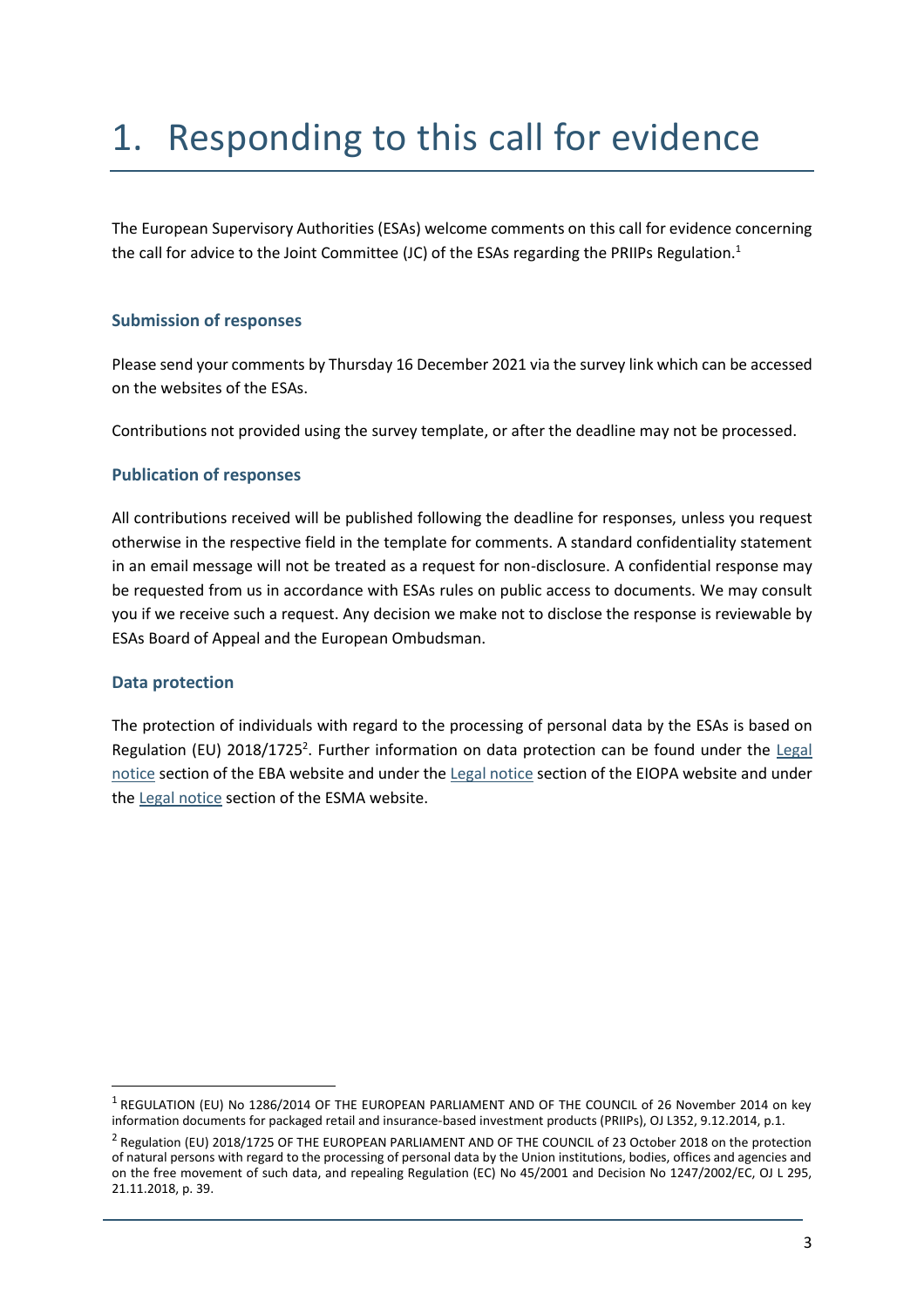# 1. Responding to this call for evidence

The European Supervisory Authorities (ESAs) welcome comments on this call for evidence concerning the call for advice to the Joint Committee (JC) of the ESAs regarding the PRIIPs Regulation.[1]

### Submission of responses

Please send your comments by Thursday 16 December 2021 via the survey link which can be accessed on the websites of the ESAs.

Contributions not provided using the survey template, or after the deadline may not be processed.

### Publication of responses

All contributions received will be published following the deadline for responses, unless you request otherwise in the respective field in the template for comments. A standard confidentiality statement in an email message will not be treated as a request for non-disclosure. A confidential response may be requested from us in accordance with ESAs rules on public access to documents. We may consult you if we receive such a request. Any decision we make not to disclose the response is reviewable by ESAs Board of Appeal and the European Ombudsman.

### Data protection

The protection of individuals with regard to the processing of personal data by the ESAs is based on Regulation (EU) 2018/1725[2]. Further information on data protection can be found under the Legal notice section of the EBA website and under the Legal notice section of the EIOPA website and under the Legal notice section of the ESMA website.

---

[1] REGULATION (EU) No 1286/2014 OF THE EUROPEAN PARLIAMENT AND OF THE COUNCIL of 26 November 2014 on key information documents for packaged retail and insurance-based investment products (PRIIPs), OJ L352, 9.12.2014, p.1.

[2] Regulation (EU) 2018/1725 OF THE EUROPEAN PARLIAMENT AND OF THE COUNCIL of 23 October 2018 on the protection of natural persons with regard to the processing of personal data by the Union institutions, bodies, offices and agencies and on the free movement of such data, and repealing Regulation (EC) No 45/2001 and Decision No 1247/2002/EC, OJ L 295, 21.11.2018, p. 39.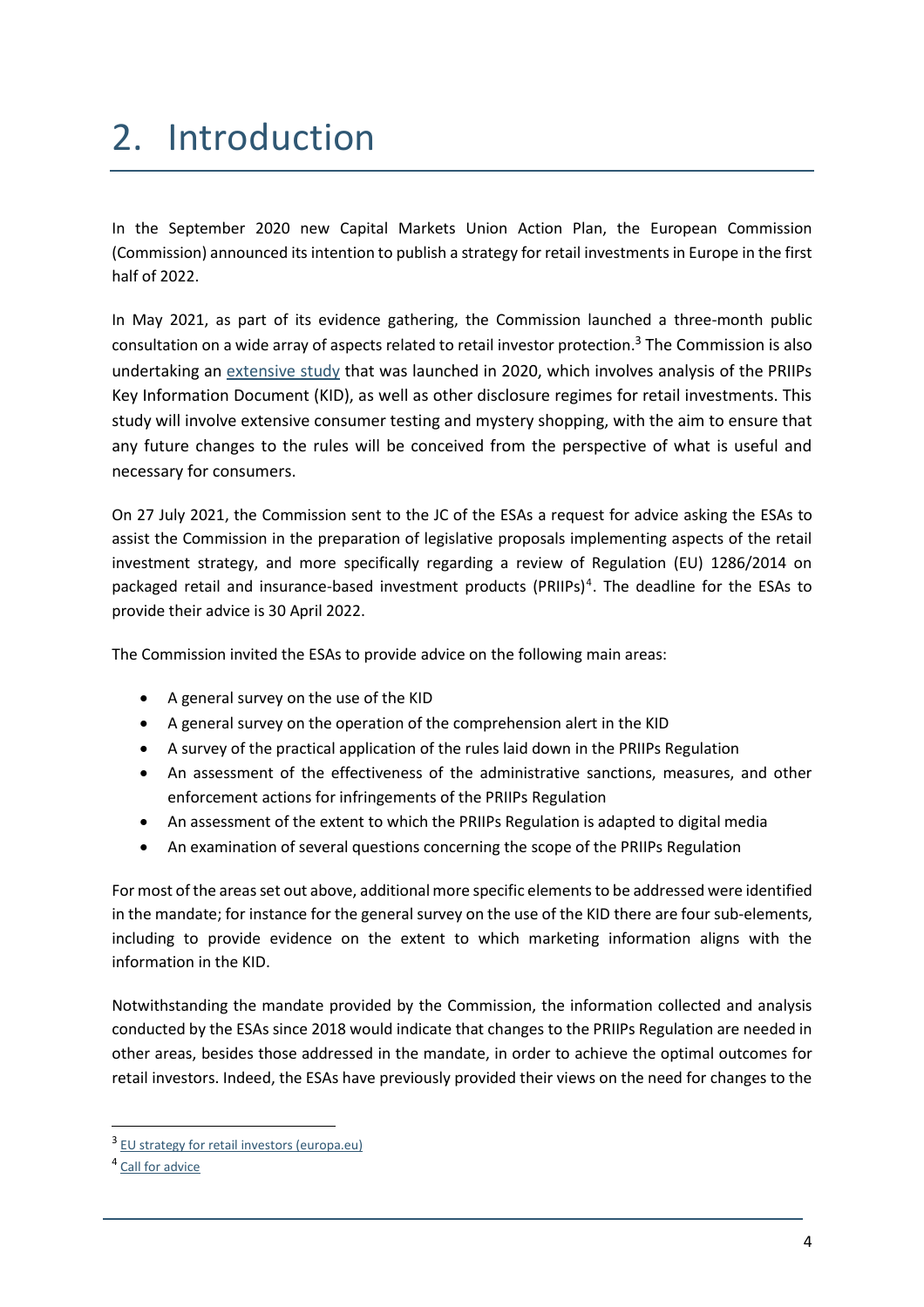# 2. Introduction

In the September 2020 new Capital Markets Union Action Plan, the European Commission (Commission) announced its intention to publish a strategy for retail investments in Europe in the first half of 2022.

In May 2021, as part of its evidence gathering, the Commission launched a three-month public consultation on a wide array of aspects related to retail investor protection.[3] The Commission is also undertaking an extensive study that was launched in 2020, which involves analysis of the PRIIPs Key Information Document (KID), as well as other disclosure regimes for retail investments. This study will involve extensive consumer testing and mystery shopping, with the aim to ensure that any future changes to the rules will be conceived from the perspective of what is useful and necessary for consumers.

On 27 July 2021, the Commission sent to the JC of the ESAs a request for advice asking the ESAs to assist the Commission in the preparation of legislative proposals implementing aspects of the retail investment strategy, and more specifically regarding a review of Regulation (EU) 1286/2014 on packaged retail and insurance-based investment products (PRIIPs)[4]. The deadline for the ESAs to provide their advice is 30 April 2022.

The Commission invited the ESAs to provide advice on the following main areas:

- A general survey on the use of the KID
- A general survey on the operation of the comprehension alert in the KID
- A survey of the practical application of the rules laid down in the PRIIPs Regulation
- An assessment of the effectiveness of the administrative sanctions, measures, and other enforcement actions for infringements of the PRIIPs Regulation
- An assessment of the extent to which the PRIIPs Regulation is adapted to digital media
- An examination of several questions concerning the scope of the PRIIPs Regulation

For most of the areas set out above, additional more specific elements to be addressed were identified in the mandate; for instance for the general survey on the use of the KID there are four sub-elements, including to provide evidence on the extent to which marketing information aligns with the information in the KID.

Notwithstanding the mandate provided by the Commission, the information collected and analysis conducted by the ESAs since 2018 would indicate that changes to the PRIIPs Regulation are needed in other areas, besides those addressed in the mandate, in order to achieve the optimal outcomes for retail investors. Indeed, the ESAs have previously provided their views on the need for changes to the

[3] EU strategy for retail investors (europa.eu)

[4] Call for advice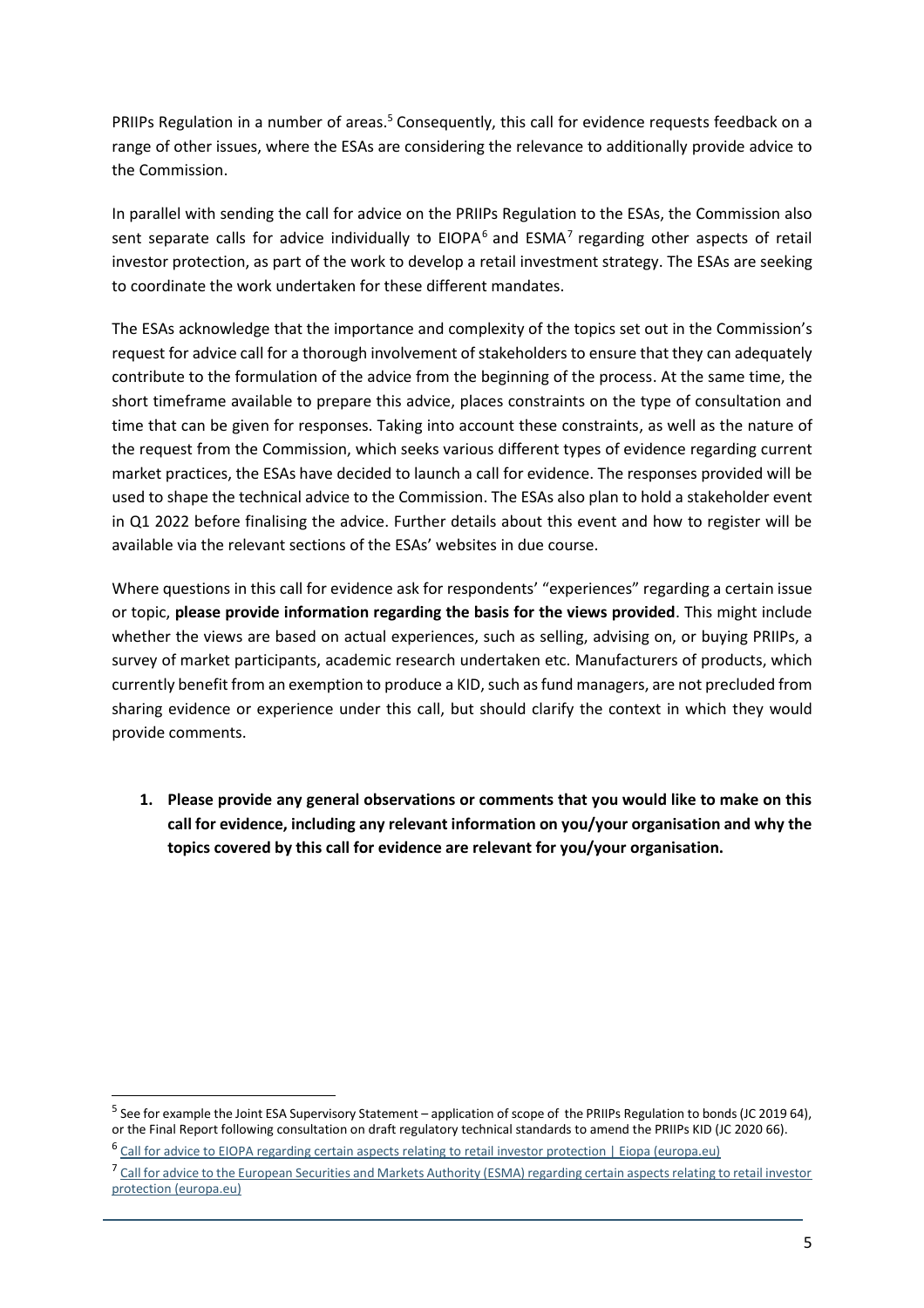PRIIPs Regulation in a number of areas.[5] Consequently, this call for evidence requests feedback on a range of other issues, where the ESAs are considering the relevance to additionally provide advice to the Commission.

In parallel with sending the call for advice on the PRIIPs Regulation to the ESAs, the Commission also sent separate calls for advice individually to EIOPA[6] and ESMA[7] regarding other aspects of retail investor protection, as part of the work to develop a retail investment strategy. The ESAs are seeking to coordinate the work undertaken for these different mandates.

The ESAs acknowledge that the importance and complexity of the topics set out in the Commission's request for advice call for a thorough involvement of stakeholders to ensure that they can adequately contribute to the formulation of the advice from the beginning of the process. At the same time, the short timeframe available to prepare this advice, places constraints on the type of consultation and time that can be given for responses. Taking into account these constraints, as well as the nature of the request from the Commission, which seeks various different types of evidence regarding current market practices, the ESAs have decided to launch a call for evidence. The responses provided will be used to shape the technical advice to the Commission. The ESAs also plan to hold a stakeholder event in Q1 2022 before finalising the advice. Further details about this event and how to register will be available via the relevant sections of the ESAs' websites in due course.

Where questions in this call for evidence ask for respondents' "experiences" regarding a certain issue or topic, **please provide information regarding the basis for the views provided**. This might include whether the views are based on actual experiences, such as selling, advising on, or buying PRIIPs, a survey of market participants, academic research undertaken etc. Manufacturers of products, which currently benefit from an exemption to produce a KID, such as fund managers, are not precluded from sharing evidence or experience under this call, but should clarify the context in which they would provide comments.

1. **Please provide any general observations or comments that you would like to make on this call for evidence, including any relevant information on you/your organisation and why the topics covered by this call for evidence are relevant for you/your organisation.**

---

[5] See for example the Joint ESA Supervisory Statement – application of scope of the PRIIPs Regulation to bonds (JC 2019 64), or the Final Report following consultation on draft regulatory technical standards to amend the PRIIPs KID (JC 2020 66).

[6] Call for advice to EIOPA regarding certain aspects relating to retail investor protection | Eiopa (europa.eu)

[7] Call for advice to the European Securities and Markets Authority (ESMA) regarding certain aspects relating to retail investor protection (europa.eu)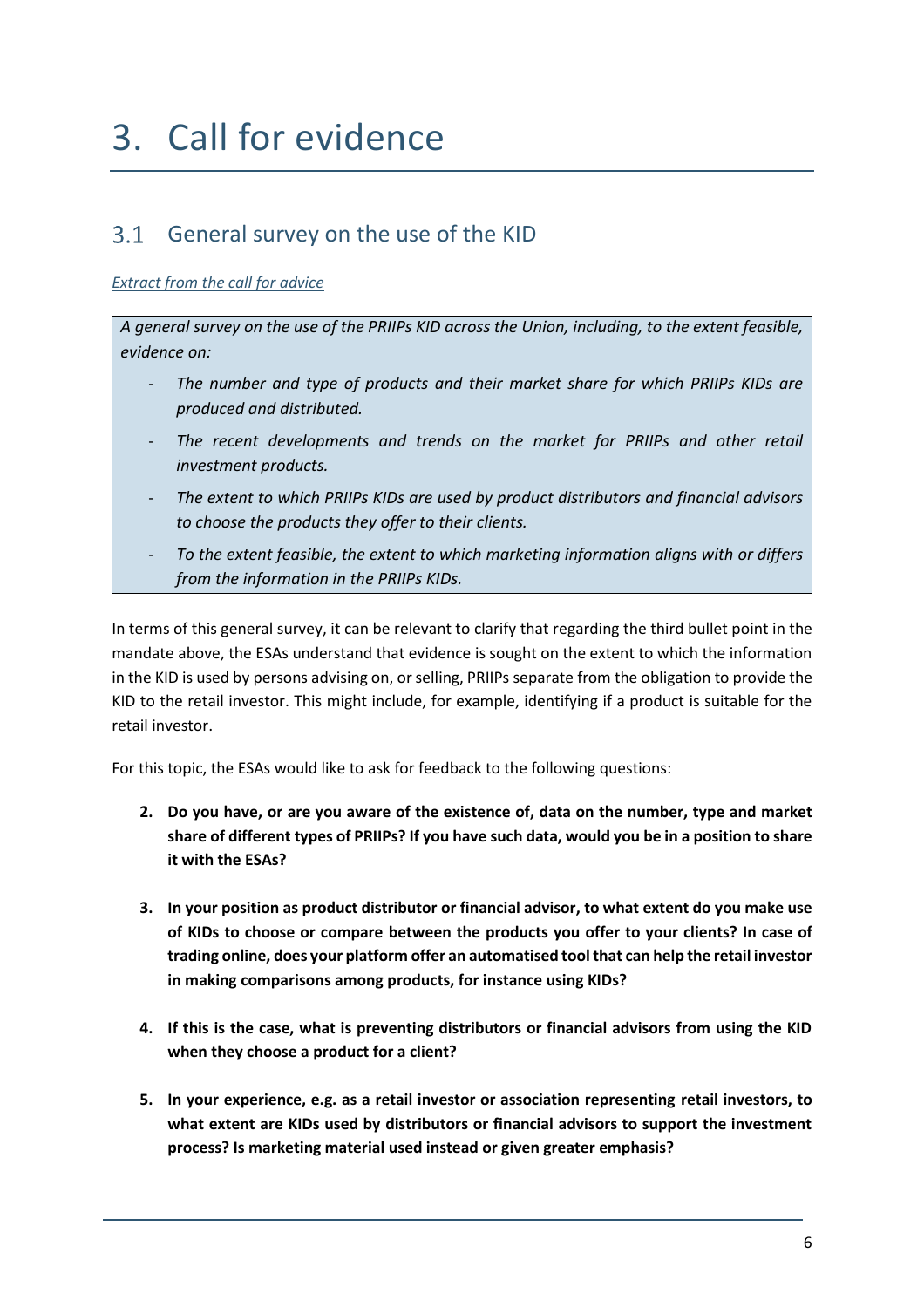# 3. Call for evidence

## 3.1 General survey on the use of the KID

*Extract from the call for advice*

> *A general survey on the use of the PRIIPs KID across the Union, including, to the extent feasible, evidence on:*
>
> - *The number and type of products and their market share for which PRIIPs KIDs are produced and distributed.*
> - *The recent developments and trends on the market for PRIIPs and other retail investment products.*
> - *The extent to which PRIIPs KIDs are used by product distributors and financial advisors to choose the products they offer to their clients.*
> - *To the extent feasible, the extent to which marketing information aligns with or differs from the information in the PRIIPs KIDs.*

In terms of this general survey, it can be relevant to clarify that regarding the third bullet point in the mandate above, the ESAs understand that evidence is sought on the extent to which the information in the KID is used by persons advising on, or selling, PRIIPs separate from the obligation to provide the KID to the retail investor. This might include, for example, identifying if a product is suitable for the retail investor.

For this topic, the ESAs would like to ask for feedback to the following questions:

2. **Do you have, or are you aware of the existence of, data on the number, type and market share of different types of PRIIPs? If you have such data, would you be in a position to share it with the ESAs?**

3. **In your position as product distributor or financial advisor, to what extent do you make use of KIDs to choose or compare between the products you offer to your clients? In case of trading online, does your platform offer an automatised tool that can help the retail investor in making comparisons among products, for instance using KIDs?**

4. **If this is the case, what is preventing distributors or financial advisors from using the KID when they choose a product for a client?**

5. **In your experience, e.g. as a retail investor or association representing retail investors, to what extent are KIDs used by distributors or financial advisors to support the investment process? Is marketing material used instead or given greater emphasis?**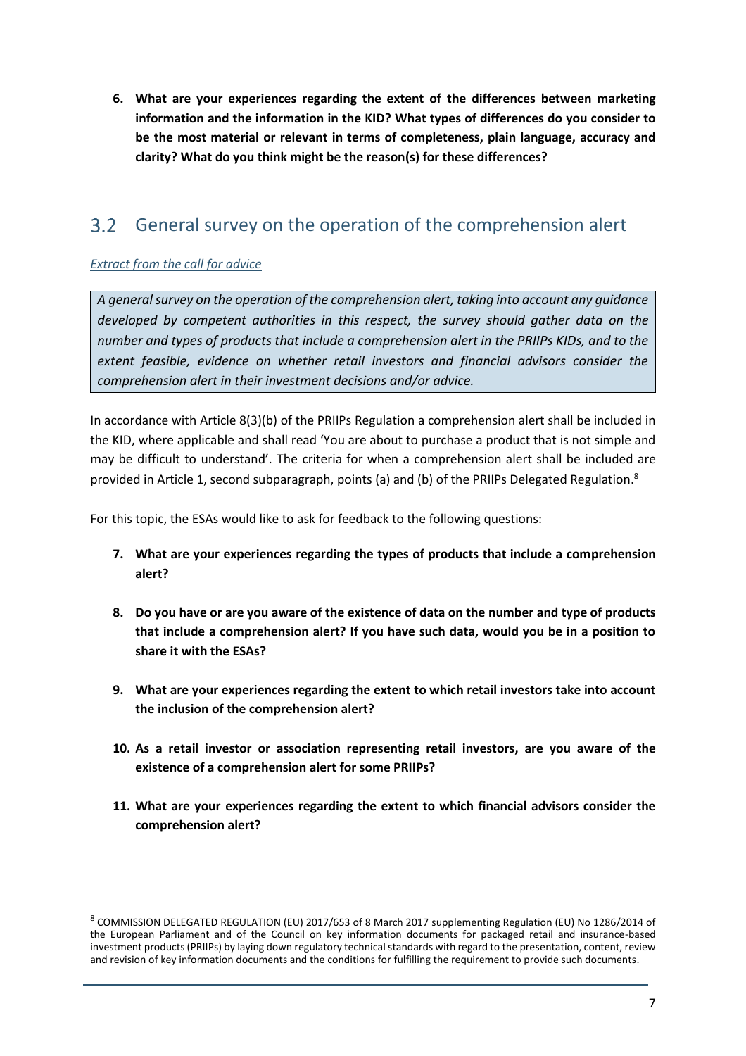6. **What are your experiences regarding the extent of the differences between marketing information and the information in the KID? What types of differences do you consider to be the most material or relevant in terms of completeness, plain language, accuracy and clarity? What do you think might be the reason(s) for these differences?**

## 3.2 General survey on the operation of the comprehension alert

*Extract from the call for advice*

> *A general survey on the operation of the comprehension alert, taking into account any guidance developed by competent authorities in this respect, the survey should gather data on the number and types of products that include a comprehension alert in the PRIIPs KIDs, and to the extent feasible, evidence on whether retail investors and financial advisors consider the comprehension alert in their investment decisions and/or advice.*

In accordance with Article 8(3)(b) of the PRIIPs Regulation a comprehension alert shall be included in the KID, where applicable and shall read 'You are about to purchase a product that is not simple and may be difficult to understand'. The criteria for when a comprehension alert shall be included are provided in Article 1, second subparagraph, points (a) and (b) of the PRIIPs Delegated Regulation.[8]

For this topic, the ESAs would like to ask for feedback to the following questions:

7. **What are your experiences regarding the types of products that include a comprehension alert?**

8. **Do you have or are you aware of the existence of data on the number and type of products that include a comprehension alert? If you have such data, would you be in a position to share it with the ESAs?**

9. **What are your experiences regarding the extent to which retail investors take into account the inclusion of the comprehension alert?**

10. **As a retail investor or association representing retail investors, are you aware of the existence of a comprehension alert for some PRIIPs?**

11. **What are your experiences regarding the extent to which financial advisors consider the comprehension alert?**

---

[8] COMMISSION DELEGATED REGULATION (EU) 2017/653 of 8 March 2017 supplementing Regulation (EU) No 1286/2014 of the European Parliament and of the Council on key information documents for packaged retail and insurance-based investment products (PRIIPs) by laying down regulatory technical standards with regard to the presentation, content, review and revision of key information documents and the conditions for fulfilling the requirement to provide such documents.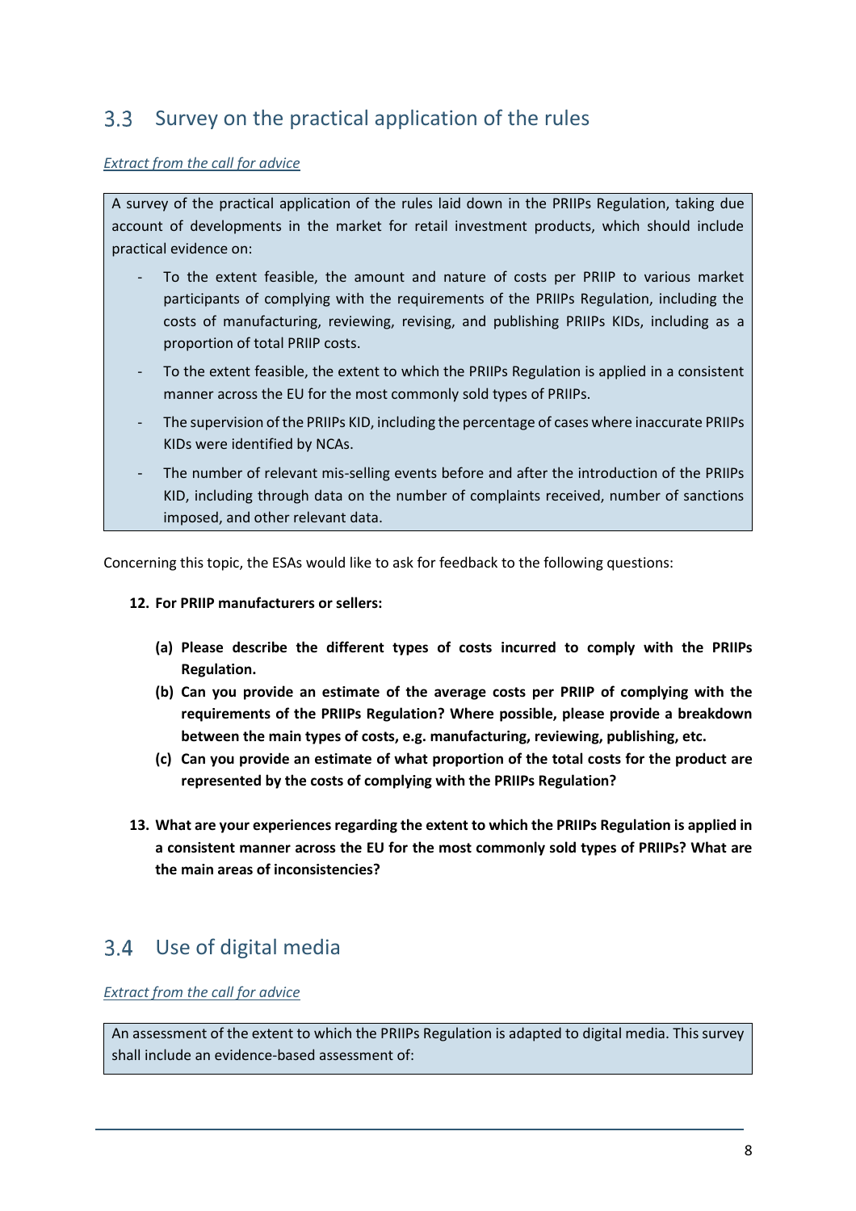## 3.3 Survey on the practical application of the rules

*Extract from the call for advice*

> A survey of the practical application of the rules laid down in the PRIIPs Regulation, taking due account of developments in the market for retail investment products, which should include practical evidence on:
>
> - To the extent feasible, the amount and nature of costs per PRIIP to various market participants of complying with the requirements of the PRIIPs Regulation, including the costs of manufacturing, reviewing, revising, and publishing PRIIPs KIDs, including as a proportion of total PRIIP costs.
> - To the extent feasible, the extent to which the PRIIPs Regulation is applied in a consistent manner across the EU for the most commonly sold types of PRIIPs.
> - The supervision of the PRIIPs KID, including the percentage of cases where inaccurate PRIIPs KIDs were identified by NCAs.
> - The number of relevant mis-selling events before and after the introduction of the PRIIPs KID, including through data on the number of complaints received, number of sanctions imposed, and other relevant data.

Concerning this topic, the ESAs would like to ask for feedback to the following questions:

12. **For PRIIP manufacturers or sellers:**

    **(a) Please describe the different types of costs incurred to comply with the PRIIPs Regulation.**

    **(b) Can you provide an estimate of the average costs per PRIIP of complying with the requirements of the PRIIPs Regulation? Where possible, please provide a breakdown between the main types of costs, e.g. manufacturing, reviewing, publishing, etc.**

    **(c) Can you provide an estimate of what proportion of the total costs for the product are represented by the costs of complying with the PRIIPs Regulation?**

13. **What are your experiences regarding the extent to which the PRIIPs Regulation is applied in a consistent manner across the EU for the most commonly sold types of PRIIPs? What are the main areas of inconsistencies?**

## 3.4 Use of digital media

*Extract from the call for advice*

> An assessment of the extent to which the PRIIPs Regulation is adapted to digital media. This survey shall include an evidence-based assessment of: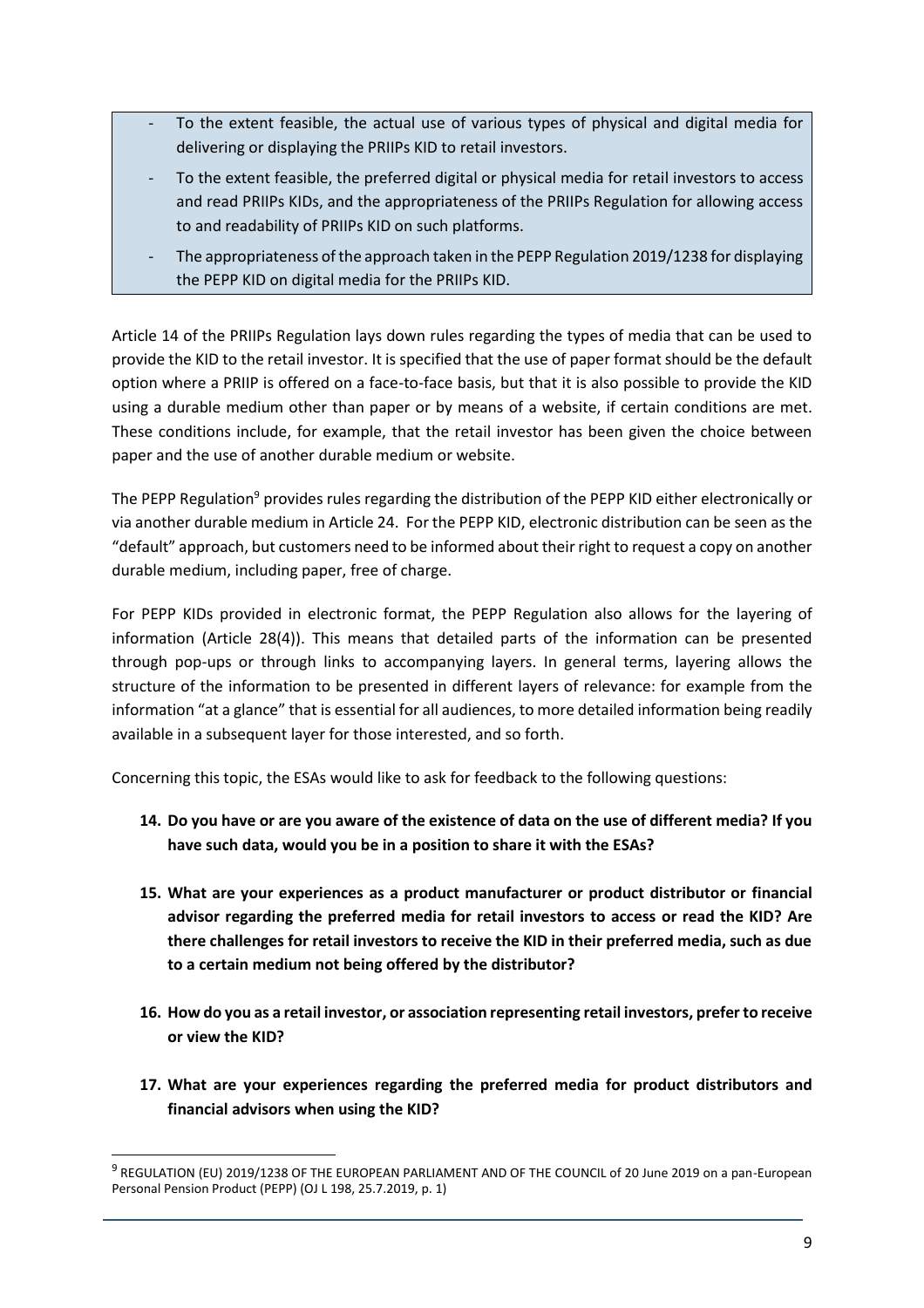- To the extent feasible, the actual use of various types of physical and digital media for delivering or displaying the PRIIPs KID to retail investors.
- To the extent feasible, the preferred digital or physical media for retail investors to access and read PRIIPs KIDs, and the appropriateness of the PRIIPs Regulation for allowing access to and readability of PRIIPs KID on such platforms.
- The appropriateness of the approach taken in the PEPP Regulation 2019/1238 for displaying the PEPP KID on digital media for the PRIIPs KID.

Article 14 of the PRIIPs Regulation lays down rules regarding the types of media that can be used to provide the KID to the retail investor. It is specified that the use of paper format should be the default option where a PRIIP is offered on a face-to-face basis, but that it is also possible to provide the KID using a durable medium other than paper or by means of a website, if certain conditions are met. These conditions include, for example, that the retail investor has been given the choice between paper and the use of another durable medium or website.

The PEPP Regulation[9] provides rules regarding the distribution of the PEPP KID either electronically or via another durable medium in Article 24. For the PEPP KID, electronic distribution can be seen as the "default" approach, but customers need to be informed about their right to request a copy on another durable medium, including paper, free of charge.

For PEPP KIDs provided in electronic format, the PEPP Regulation also allows for the layering of information (Article 28(4)). This means that detailed parts of the information can be presented through pop-ups or through links to accompanying layers. In general terms, layering allows the structure of the information to be presented in different layers of relevance: for example from the information "at a glance" that is essential for all audiences, to more detailed information being readily available in a subsequent layer for those interested, and so forth.

Concerning this topic, the ESAs would like to ask for feedback to the following questions:

14. **Do you have or are you aware of the existence of data on the use of different media? If you have such data, would you be in a position to share it with the ESAs?**

15. **What are your experiences as a product manufacturer or product distributor or financial advisor regarding the preferred media for retail investors to access or read the KID? Are there challenges for retail investors to receive the KID in their preferred media, such as due to a certain medium not being offered by the distributor?**

16. **How do you as a retail investor, or association representing retail investors, prefer to receive or view the KID?**

17. **What are your experiences regarding the preferred media for product distributors and financial advisors when using the KID?**

[9] REGULATION (EU) 2019/1238 OF THE EUROPEAN PARLIAMENT AND OF THE COUNCIL of 20 June 2019 on a pan-European Personal Pension Product (PEPP) (OJ L 198, 25.7.2019, p. 1)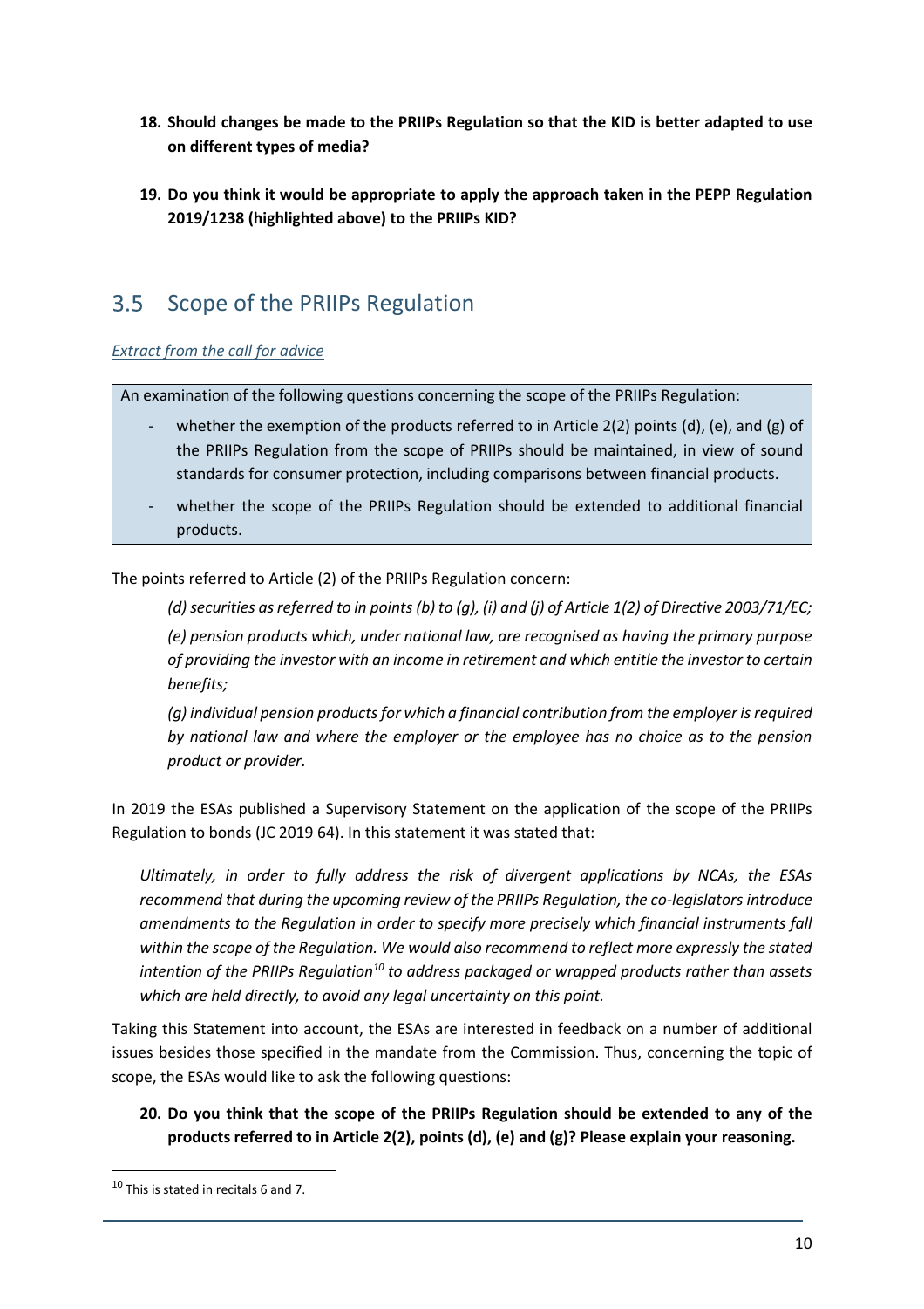**18. Should changes be made to the PRIIPs Regulation so that the KID is better adapted to use on different types of media?**

**19. Do you think it would be appropriate to apply the approach taken in the PEPP Regulation 2019/1238 (highlighted above) to the PRIIPs KID?**

## 3.5 Scope of the PRIIPs Regulation

*Extract from the call for advice*

> An examination of the following questions concerning the scope of the PRIIPs Regulation:
>
> - whether the exemption of the products referred to in Article 2(2) points (d), (e), and (g) of the PRIIPs Regulation from the scope of PRIIPs should be maintained, in view of sound standards for consumer protection, including comparisons between financial products.
> - whether the scope of the PRIIPs Regulation should be extended to additional financial products.

The points referred to Article (2) of the PRIIPs Regulation concern:

*(d) securities as referred to in points (b) to (g), (i) and (j) of Article 1(2) of Directive 2003/71/EC;*

*(e) pension products which, under national law, are recognised as having the primary purpose of providing the investor with an income in retirement and which entitle the investor to certain benefits;*

*(g) individual pension products for which a financial contribution from the employer is required by national law and where the employer or the employee has no choice as to the pension product or provider.*

In 2019 the ESAs published a Supervisory Statement on the application of the scope of the PRIIPs Regulation to bonds (JC 2019 64). In this statement it was stated that:

*Ultimately, in order to fully address the risk of divergent applications by NCAs, the ESAs recommend that during the upcoming review of the PRIIPs Regulation, the co-legislators introduce amendments to the Regulation in order to specify more precisely which financial instruments fall within the scope of the Regulation. We would also recommend to reflect more expressly the stated intention of the PRIIPs Regulation[10] to address packaged or wrapped products rather than assets which are held directly, to avoid any legal uncertainty on this point.*

Taking this Statement into account, the ESAs are interested in feedback on a number of additional issues besides those specified in the mandate from the Commission. Thus, concerning the topic of scope, the ESAs would like to ask the following questions:

**20. Do you think that the scope of the PRIIPs Regulation should be extended to any of the products referred to in Article 2(2), points (d), (e) and (g)? Please explain your reasoning.**

[10] This is stated in recitals 6 and 7.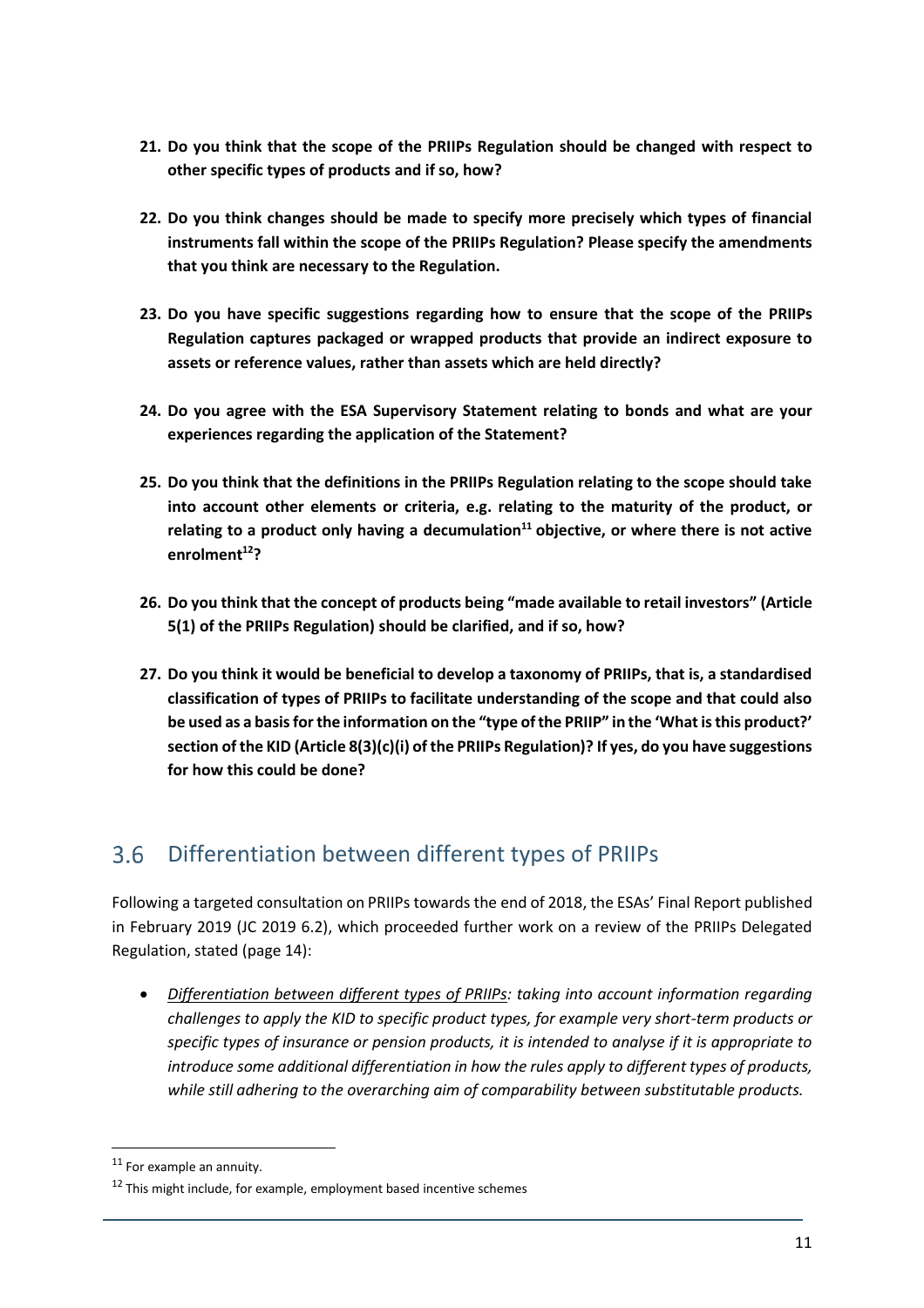21. **Do you think that the scope of the PRIIPs Regulation should be changed with respect to other specific types of products and if so, how?**

22. **Do you think changes should be made to specify more precisely which types of financial instruments fall within the scope of the PRIIPs Regulation? Please specify the amendments that you think are necessary to the Regulation.**

23. **Do you have specific suggestions regarding how to ensure that the scope of the PRIIPs Regulation captures packaged or wrapped products that provide an indirect exposure to assets or reference values, rather than assets which are held directly?**

24. **Do you agree with the ESA Supervisory Statement relating to bonds and what are your experiences regarding the application of the Statement?**

25. **Do you think that the definitions in the PRIIPs Regulation relating to the scope should take into account other elements or criteria, e.g. relating to the maturity of the product, or relating to a product only having a decumulation[11] objective, or where there is not active enrolment[12]?**

26. **Do you think that the concept of products being "made available to retail investors" (Article 5(1) of the PRIIPs Regulation) should be clarified, and if so, how?**

27. **Do you think it would be beneficial to develop a taxonomy of PRIIPs, that is, a standardised classification of types of PRIIPs to facilitate understanding of the scope and that could also be used as a basis for the information on the "type of the PRIIP" in the 'What is this product?' section of the KID (Article 8(3)(c)(i) of the PRIIPs Regulation)? If yes, do you have suggestions for how this could be done?**

## 3.6 Differentiation between different types of PRIIPs

Following a targeted consultation on PRIIPs towards the end of 2018, the ESAs' Final Report published in February 2019 (JC 2019 6.2), which proceeded further work on a review of the PRIIPs Delegated Regulation, stated (page 14):

- *Differentiation between different types of PRIIPs: taking into account information regarding challenges to apply the KID to specific product types, for example very short-term products or specific types of insurance or pension products, it is intended to analyse if it is appropriate to introduce some additional differentiation in how the rules apply to different types of products, while still adhering to the overarching aim of comparability between substitutable products.*

---

[11] For example an annuity.

[12] This might include, for example, employment based incentive schemes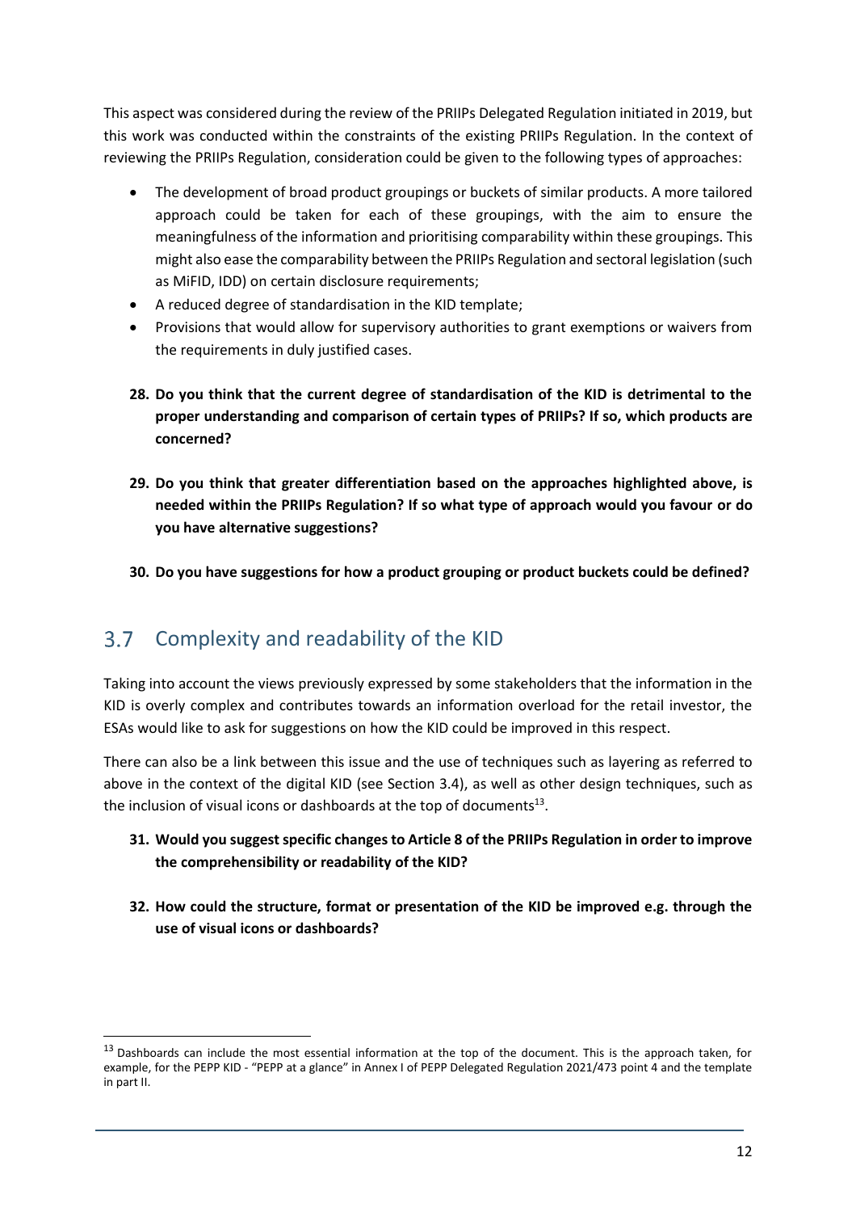This aspect was considered during the review of the PRIIPs Delegated Regulation initiated in 2019, but this work was conducted within the constraints of the existing PRIIPs Regulation. In the context of reviewing the PRIIPs Regulation, consideration could be given to the following types of approaches:

- The development of broad product groupings or buckets of similar products. A more tailored approach could be taken for each of these groupings, with the aim to ensure the meaningfulness of the information and prioritising comparability within these groupings. This might also ease the comparability between the PRIIPs Regulation and sectoral legislation (such as MiFID, IDD) on certain disclosure requirements;
- A reduced degree of standardisation in the KID template;
- Provisions that would allow for supervisory authorities to grant exemptions or waivers from the requirements in duly justified cases.

**28. Do you think that the current degree of standardisation of the KID is detrimental to the proper understanding and comparison of certain types of PRIIPs? If so, which products are concerned?**

**29. Do you think that greater differentiation based on the approaches highlighted above, is needed within the PRIIPs Regulation? If so what type of approach would you favour or do you have alternative suggestions?**

**30. Do you have suggestions for how a product grouping or product buckets could be defined?**

## 3.7 Complexity and readability of the KID

Taking into account the views previously expressed by some stakeholders that the information in the KID is overly complex and contributes towards an information overload for the retail investor, the ESAs would like to ask for suggestions on how the KID could be improved in this respect.

There can also be a link between this issue and the use of techniques such as layering as referred to above in the context of the digital KID (see Section 3.4), as well as other design techniques, such as the inclusion of visual icons or dashboards at the top of documents[13].

**31. Would you suggest specific changes to Article 8 of the PRIIPs Regulation in order to improve the comprehensibility or readability of the KID?**

**32. How could the structure, format or presentation of the KID be improved e.g. through the use of visual icons or dashboards?**

[13] Dashboards can include the most essential information at the top of the document. This is the approach taken, for example, for the PEPP KID - "PEPP at a glance" in Annex I of PEPP Delegated Regulation 2021/473 point 4 and the template in part II.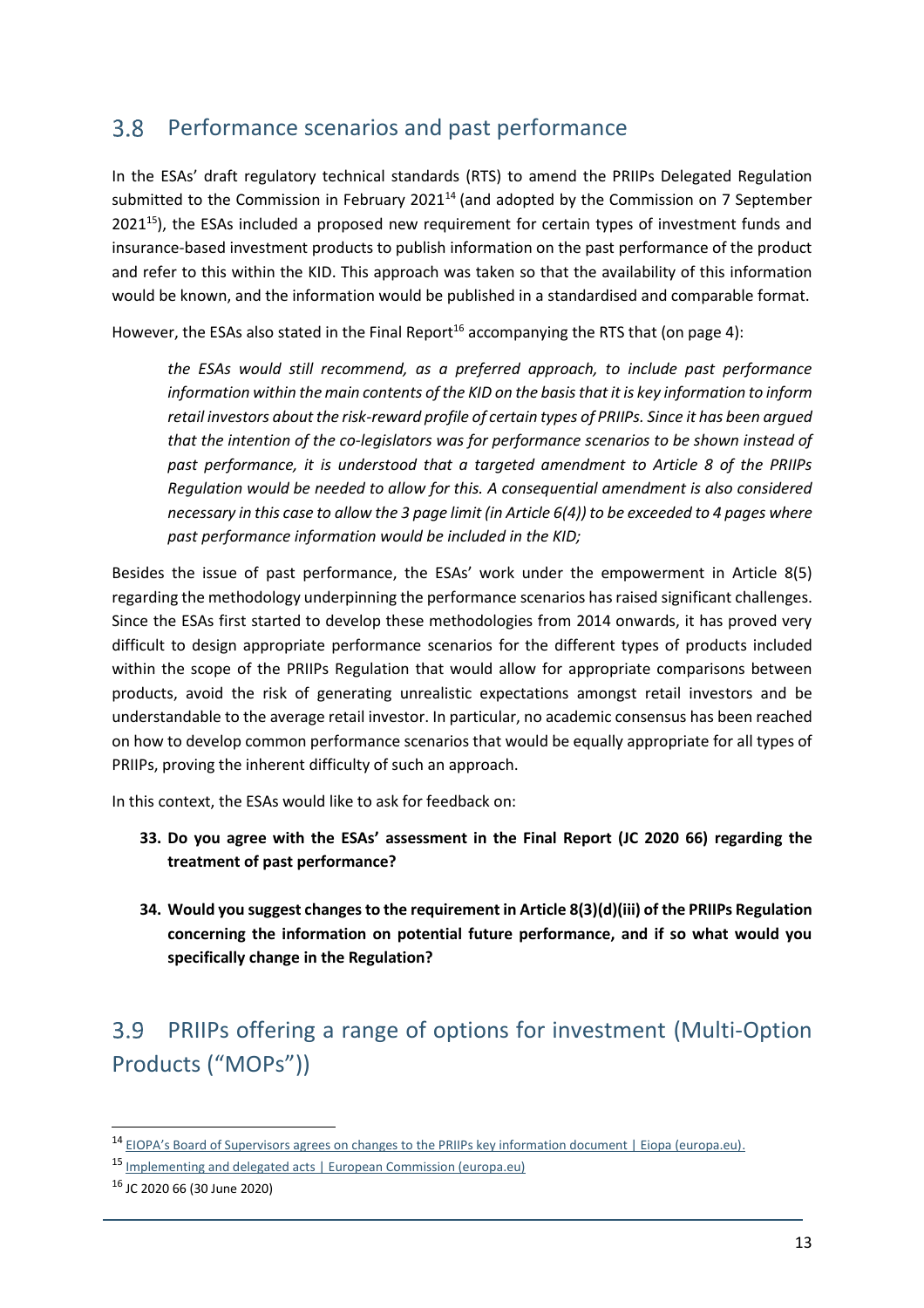## 3.8 Performance scenarios and past performance

In the ESAs' draft regulatory technical standards (RTS) to amend the PRIIPs Delegated Regulation submitted to the Commission in February 2021[14] (and adopted by the Commission on 7 September 2021[15]), the ESAs included a proposed new requirement for certain types of investment funds and insurance-based investment products to publish information on the past performance of the product and refer to this within the KID. This approach was taken so that the availability of this information would be known, and the information would be published in a standardised and comparable format.

However, the ESAs also stated in the Final Report[16] accompanying the RTS that (on page 4):

> *the ESAs would still recommend, as a preferred approach, to include past performance information within the main contents of the KID on the basis that it is key information to inform retail investors about the risk-reward profile of certain types of PRIIPs. Since it has been argued that the intention of the co-legislators was for performance scenarios to be shown instead of past performance, it is understood that a targeted amendment to Article 8 of the PRIIPs Regulation would be needed to allow for this. A consequential amendment is also considered necessary in this case to allow the 3 page limit (in Article 6(4)) to be exceeded to 4 pages where past performance information would be included in the KID;*

Besides the issue of past performance, the ESAs' work under the empowerment in Article 8(5) regarding the methodology underpinning the performance scenarios has raised significant challenges. Since the ESAs first started to develop these methodologies from 2014 onwards, it has proved very difficult to design appropriate performance scenarios for the different types of products included within the scope of the PRIIPs Regulation that would allow for appropriate comparisons between products, avoid the risk of generating unrealistic expectations amongst retail investors and be understandable to the average retail investor. In particular, no academic consensus has been reached on how to develop common performance scenarios that would be equally appropriate for all types of PRIIPs, proving the inherent difficulty of such an approach.

In this context, the ESAs would like to ask for feedback on:

33. **Do you agree with the ESAs' assessment in the Final Report (JC 2020 66) regarding the treatment of past performance?**

34. **Would you suggest changes to the requirement in Article 8(3)(d)(iii) of the PRIIPs Regulation concerning the information on potential future performance, and if so what would you specifically change in the Regulation?**

## 3.9 PRIIPs offering a range of options for investment (Multi-Option Products ("MOPs"))

---

[14] EIOPA's Board of Supervisors agrees on changes to the PRIIPs key information document | Eiopa (europa.eu).

[15] Implementing and delegated acts | European Commission (europa.eu)

[16] JC 2020 66 (30 June 2020)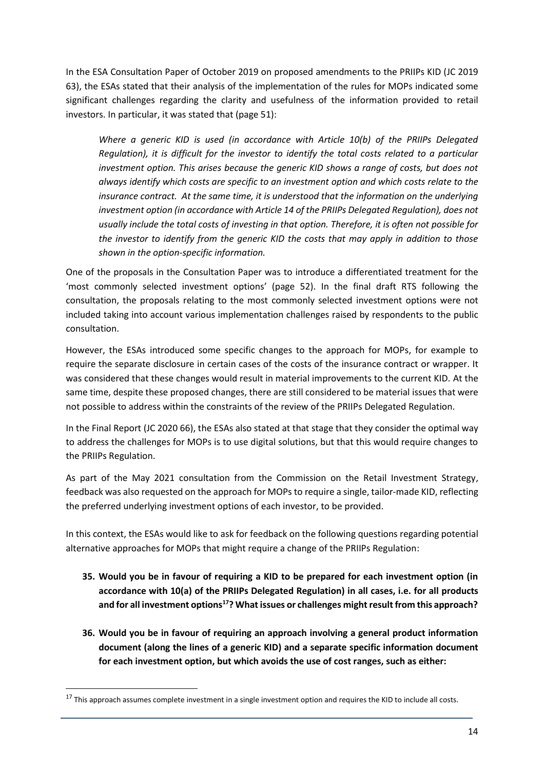In the ESA Consultation Paper of October 2019 on proposed amendments to the PRIIPs KID (JC 2019 63), the ESAs stated that their analysis of the implementation of the rules for MOPs indicated some significant challenges regarding the clarity and usefulness of the information provided to retail investors. In particular, it was stated that (page 51):

> *Where a generic KID is used (in accordance with Article 10(b) of the PRIIPs Delegated Regulation), it is difficult for the investor to identify the total costs related to a particular investment option. This arises because the generic KID shows a range of costs, but does not always identify which costs are specific to an investment option and which costs relate to the insurance contract. At the same time, it is understood that the information on the underlying investment option (in accordance with Article 14 of the PRIIPs Delegated Regulation), does not usually include the total costs of investing in that option. Therefore, it is often not possible for the investor to identify from the generic KID the costs that may apply in addition to those shown in the option-specific information.*

One of the proposals in the Consultation Paper was to introduce a differentiated treatment for the 'most commonly selected investment options' (page 52). In the final draft RTS following the consultation, the proposals relating to the most commonly selected investment options were not included taking into account various implementation challenges raised by respondents to the public consultation.

However, the ESAs introduced some specific changes to the approach for MOPs, for example to require the separate disclosure in certain cases of the costs of the insurance contract or wrapper. It was considered that these changes would result in material improvements to the current KID. At the same time, despite these proposed changes, there are still considered to be material issues that were not possible to address within the constraints of the review of the PRIIPs Delegated Regulation.

In the Final Report (JC 2020 66), the ESAs also stated at that stage that they consider the optimal way to address the challenges for MOPs is to use digital solutions, but that this would require changes to the PRIIPs Regulation.

As part of the May 2021 consultation from the Commission on the Retail Investment Strategy, feedback was also requested on the approach for MOPs to require a single, tailor-made KID, reflecting the preferred underlying investment options of each investor, to be provided.

In this context, the ESAs would like to ask for feedback on the following questions regarding potential alternative approaches for MOPs that might require a change of the PRIIPs Regulation:

35. **Would you be in favour of requiring a KID to be prepared for each investment option (in accordance with 10(a) of the PRIIPs Delegated Regulation) in all cases, i.e. for all products and for all investment options[17]? What issues or challenges might result from this approach?**

36. **Would you be in favour of requiring an approach involving a general product information document (along the lines of a generic KID) and a separate specific information document for each investment option, but which avoids the use of cost ranges, such as either:**

[17] This approach assumes complete investment in a single investment option and requires the KID to include all costs.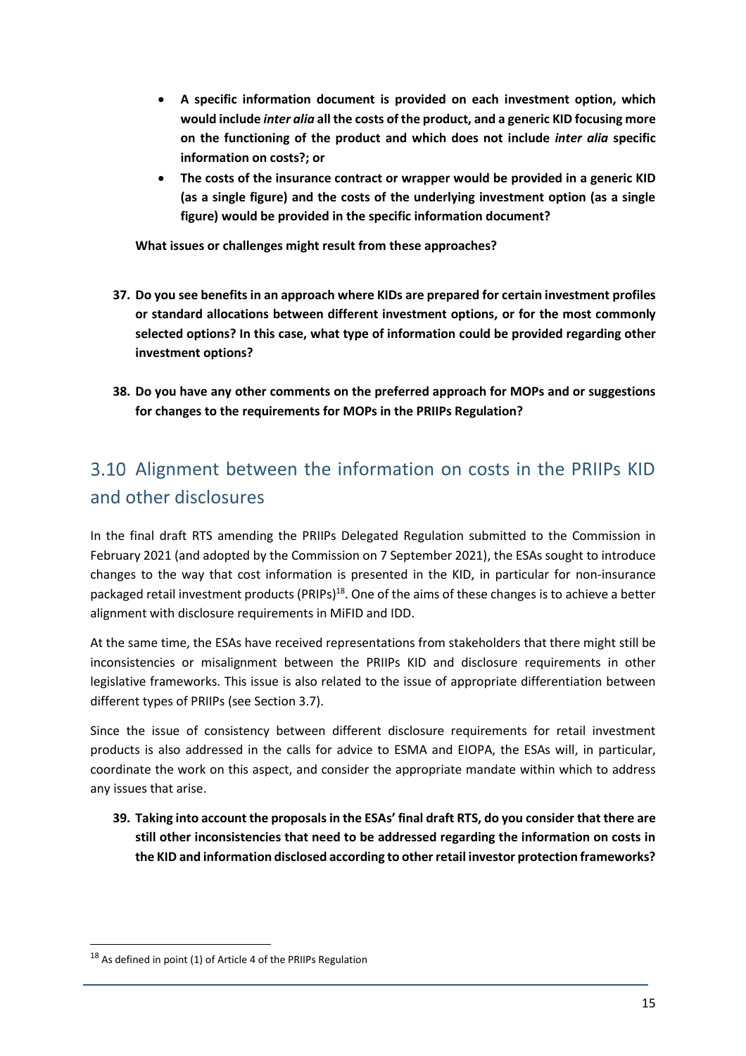- **A specific information document is provided on each investment option, which would include *inter alia* all the costs of the product, and a generic KID focusing more on the functioning of the product and which does not include *inter alia* specific information on costs?; or**
- **The costs of the insurance contract or wrapper would be provided in a generic KID (as a single figure) and the costs of the underlying investment option (as a single figure) would be provided in the specific information document?**

**What issues or challenges might result from these approaches?**

37. **Do you see benefits in an approach where KIDs are prepared for certain investment profiles or standard allocations between different investment options, or for the most commonly selected options? In this case, what type of information could be provided regarding other investment options?**

38. **Do you have any other comments on the preferred approach for MOPs and or suggestions for changes to the requirements for MOPs in the PRIIPs Regulation?**

## 3.10 Alignment between the information on costs in the PRIIPs KID and other disclosures

In the final draft RTS amending the PRIIPs Delegated Regulation submitted to the Commission in February 2021 (and adopted by the Commission on 7 September 2021), the ESAs sought to introduce changes to the way that cost information is presented in the KID, in particular for non-insurance packaged retail investment products (PRIPs)[18]. One of the aims of these changes is to achieve a better alignment with disclosure requirements in MiFID and IDD.

At the same time, the ESAs have received representations from stakeholders that there might still be inconsistencies or misalignment between the PRIIPs KID and disclosure requirements in other legislative frameworks. This issue is also related to the issue of appropriate differentiation between different types of PRIIPs (see Section 3.7).

Since the issue of consistency between different disclosure requirements for retail investment products is also addressed in the calls for advice to ESMA and EIOPA, the ESAs will, in particular, coordinate the work on this aspect, and consider the appropriate mandate within which to address any issues that arise.

39. **Taking into account the proposals in the ESAs' final draft RTS, do you consider that there are still other inconsistencies that need to be addressed regarding the information on costs in the KID and information disclosed according to other retail investor protection frameworks?**

[18] As defined in point (1) of Article 4 of the PRIIPs Regulation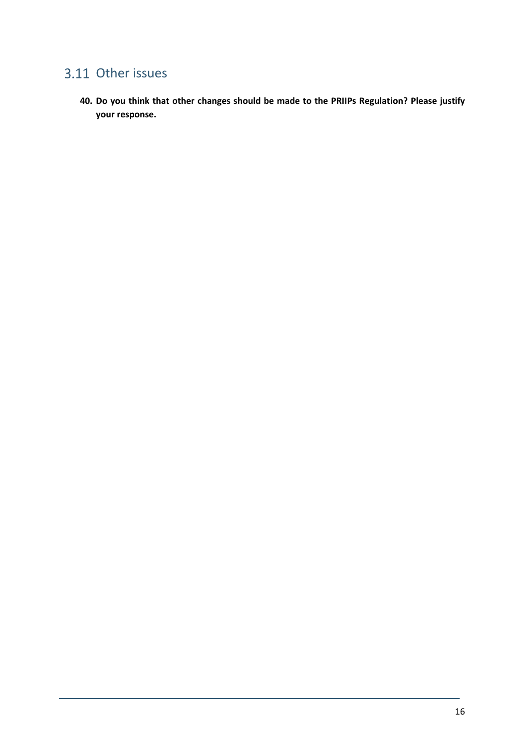## 3.11 Other issues

**40. Do you think that other changes should be made to the PRIIPs Regulation? Please justify your response.**